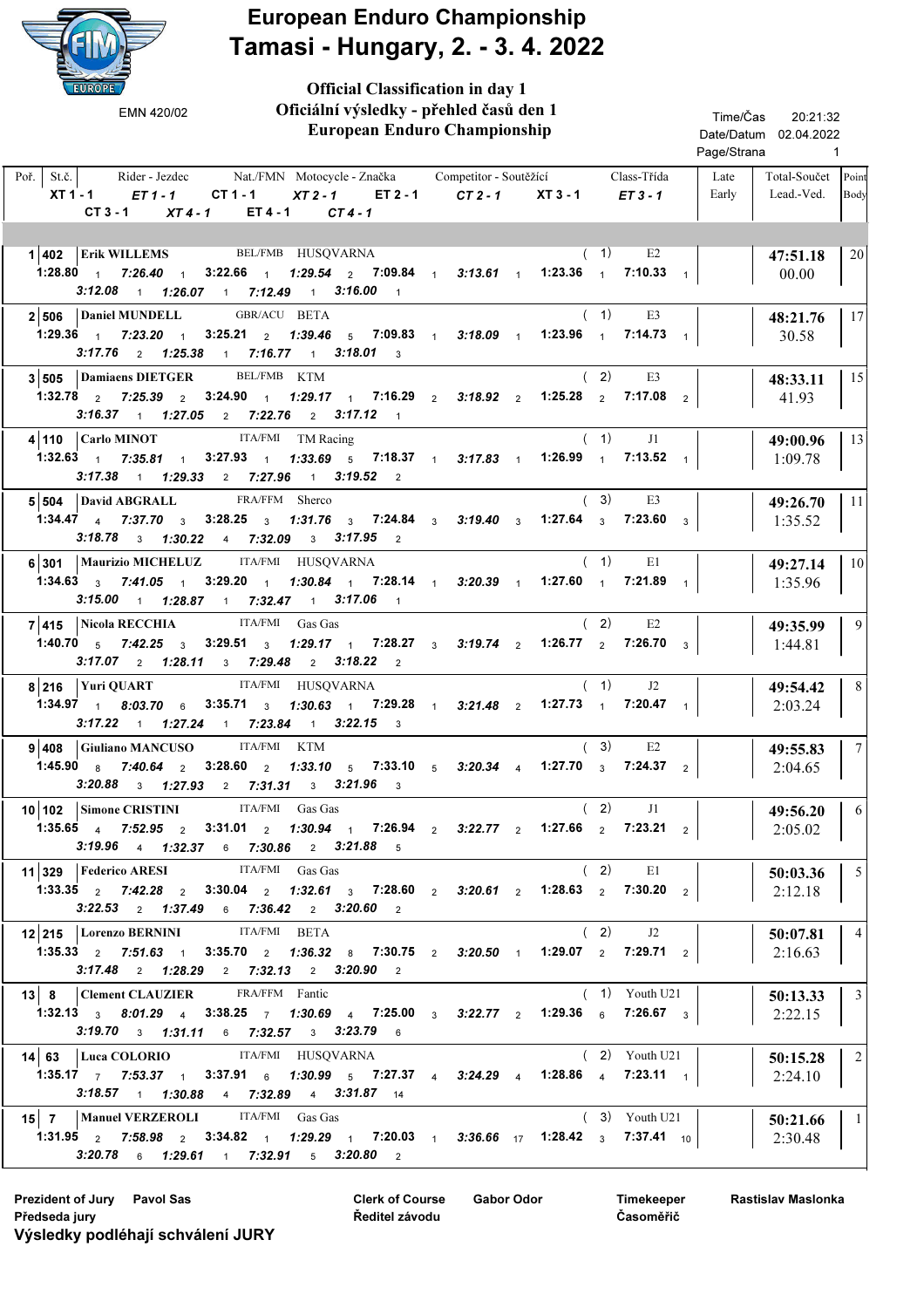# European Enduro Championship

## Tamasi - Hungary, 2. - 3. 4. 2022

EMN 420/02

**Official Classification in day 1**
**Oficiální výsledky - přehled časů den 1**
**European Enduro Championship**

Time/Čas 20:21:32
Date/Datum 02.04.2022
Page/Strana 1

| Poř. | St.č. | Rider - Jezdec | Nat./FMN | Motocycle - Značka | Competitor - Soutěžící | Class-Třída | XT 1 - 1 | ET 1 - 1 | CT 1 - 1 | XT 2 - 1 | ET 2 - 1 | CT 2 - 1 | XT 3 - 1 | ET 3 - 1 | CT 3 - 1 | XT 4 - 1 | ET 4 - 1 | CT 4 - 1 | Late Early | Total-Součet Lead.-Ved. | Point Body |
|---|---|---|---|---|---|---|---|---|---|---|---|---|---|---|---|---|---|---|---|---|---|
| 1 | 402 | Erik WILLEMS | BEL/FMB | HUSQVARNA | | (1) E2 | 1:28.80 1 | 7:26.40 1 | 3:22.66 1 | 1:29.54 2 | 7:09.84 1 | 3:13.61 1 | 1:23.36 1 | 7:10.33 1 | 3:12.08 1 | 1:26.07 1 | 7:12.49 1 | 3:16.00 1 | | 47:51.18 00.00 | 20 |
| 2 | 506 | Daniel MUNDELL | GBR/ACU | BETA | | (1) E3 | 1:29.36 1 | 7:23.20 1 | 3:25.21 2 | 1:39.46 5 | 7:09.83 1 | 3:18.09 1 | 1:23.96 1 | 7:14.73 1 | 3:17.76 2 | 1:25.38 1 | 7:16.77 1 | 3:18.01 3 | | 48:21.76 30.58 | 17 |
| 3 | 505 | Damiaens DIETGER | BEL/FMB | KTM | | (2) E3 | 1:32.78 2 | 7:25.39 2 | 3:24.90 1 | 1:29.17 1 | 7:16.29 2 | 3:18.92 2 | 1:25.28 2 | 7:17.08 2 | 3:16.37 1 | 1:27.05 2 | 7:22.76 2 | 3:17.12 1 | | 48:33.11 41.93 | 15 |
| 4 | 110 | Carlo MINOT | ITA/FMI | TM Racing | | (1) J1 | 1:32.63 1 | 7:35.81 1 | 3:27.93 1 | 1:33.69 5 | 7:18.37 1 | 3:17.83 1 | 1:26.99 1 | 7:13.52 1 | 3:17.38 1 | 1:29.33 2 | 7:27.96 1 | 3:19.52 2 | | 49:00.96 1:09.78 | 13 |
| 5 | 504 | David ABGRALL | FRA/FFM | Sherco | | (3) E3 | 1:34.47 4 | 7:37.70 3 | 3:28.25 3 | 1:31.76 3 | 7:24.84 3 | 3:19.40 3 | 1:27.64 3 | 7:23.60 3 | 3:18.78 3 | 1:30.22 4 | 7:32.09 3 | 3:17.95 2 | | 49:26.70 1:35.52 | 11 |
| 6 | 301 | Maurizio MICHELUZ | ITA/FMI | HUSQVARNA | | (1) E1 | 1:34.63 3 | 7:41.05 1 | 3:29.20 1 | 1:30.84 1 | 7:28.14 1 | 3:20.39 1 | 1:27.60 1 | 7:21.89 1 | 3:15.00 1 | 1:28.87 1 | 7:32.47 1 | 3:17.06 1 | | 49:27.14 1:35.96 | 10 |
| 7 | 415 | Nicola RECCHIA | ITA/FMI | Gas Gas | | (2) E2 | 1:40.70 5 | 7:42.25 3 | 3:29.51 3 | 1:29.17 1 | 7:28.27 3 | 3:19.74 2 | 1:26.77 2 | 7:26.70 3 | 3:17.07 2 | 1:28.11 3 | 7:29.48 2 | 3:18.22 2 | | 49:35.99 1:44.81 | 9 |
| 8 | 216 | Yuri QUART | ITA/FMI | HUSQVARNA | | (1) J2 | 1:34.97 1 | 8:03.70 6 | 3:35.71 3 | 1:30.63 1 | 7:29.28 1 | 3:21.48 2 | 1:27.73 1 | 7:20.47 1 | 3:17.22 1 | 1:27.24 1 | 7:23.84 1 | 3:22.15 3 | | 49:54.42 2:03.24 | 8 |
| 9 | 408 | Giuliano MANCUSO | ITA/FMI | KTM | | (3) E2 | 1:45.90 8 | 7:40.64 2 | 3:28.60 2 | 1:33.10 5 | 7:33.10 5 | 3:20.34 4 | 1:27.70 3 | 7:24.37 2 | 3:20.88 3 | 1:27.93 2 | 7:31.31 3 | 3:21.96 3 | | 49:55.83 2:04.65 | 7 |
| 10 | 102 | Simone CRISTINI | ITA/FMI | Gas Gas | | (2) J1 | 1:35.65 4 | 7:52.95 2 | 3:31.01 2 | 1:30.94 1 | 7:26.94 2 | 3:22.77 2 | 1:27.66 2 | 7:23.21 2 | 3:19.96 4 | 1:32.37 6 | 7:30.86 2 | 3:21.88 5 | | 49:56.20 2:05.02 | 6 |
| 11 | 329 | Federico ARESI | ITA/FMI | Gas Gas | | (2) E1 | 1:33.35 2 | 7:42.28 2 | 3:30.04 2 | 1:32.61 3 | 7:28.60 2 | 3:20.61 2 | 1:28.63 2 | 7:30.20 2 | 3:22.53 2 | 1:37.49 6 | 7:36.42 2 | 3:20.60 2 | | 50:03.36 2:12.18 | 5 |
| 12 | 215 | Lorenzo BERNINI | ITA/FMI | BETA | | (2) J2 | 1:35.33 2 | 7:51.63 1 | 3:35.70 2 | 1:36.32 8 | 7:30.75 2 | 3:20.50 1 | 1:29.07 2 | 7:29.71 2 | 3:17.48 2 | 1:28.29 2 | 7:32.13 2 | 3:20.90 2 | | 50:07.81 2:16.63 | 4 |
| 13 | 8 | Clement CLAUZIER | FRA/FFM | Fantic | | (1) Youth U21 | 1:32.13 3 | 8:01.29 4 | 3:38.25 7 | 1:30.69 4 | 7:25.00 3 | 3:22.77 2 | 1:29.36 6 | 7:26.67 3 | 3:19.70 3 | 1:31.11 6 | 7:32.57 3 | 3:23.79 6 | | 50:13.33 2:22.15 | 3 |
| 14 | 63 | Luca COLORIO | ITA/FMI | HUSQVARNA | | (2) Youth U21 | 1:35.17 7 | 7:53.37 1 | 3:37.91 6 | 1:30.99 5 | 7:27.37 4 | 3:24.29 4 | 1:28.86 4 | 7:23.11 1 | 3:18.57 1 | 1:30.88 4 | 7:32.89 4 | 3:31.87 14 | | 50:15.28 2:24.10 | 2 |
| 15 | 7 | Manuel VERZEROLI | ITA/FMI | Gas Gas | | (3) Youth U21 | 1:31.95 2 | 7:58.98 2 | 3:34.82 1 | 1:29.29 1 | 7:20.03 1 | 3:36.66 17 | 1:28.42 3 | 7:37.41 10 | 3:20.78 6 | 1:29.61 1 | 7:32.91 5 | 3:20.80 2 | | 50:21.66 2:30.48 | 1 |

Prezident of Jury / Předseda jury: Pavol Sas
Clerk of Course / Ředitel závodu: Gabor Odor
Timekeeper / Časoměřič: Rastislav Maslonka

**Výsledky podléhají schválení JURY**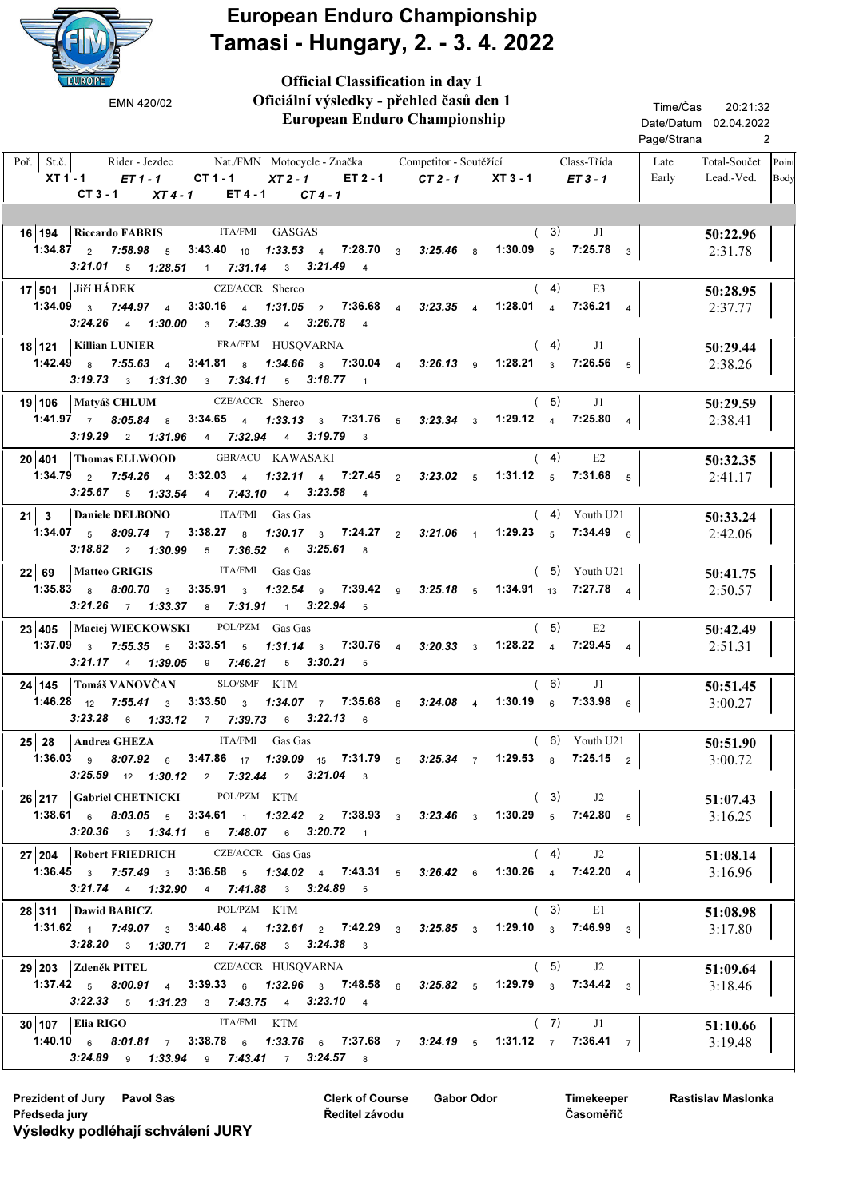# European Enduro Championship

## Tamasi - Hungary, 2. - 3. 4. 2022

EMN 420/02

**Official Classification in day 1**
**Oficiální výsledky - přehled časů den 1**
**European Enduro Championship**

Time/Čas 20:21:32
Date/Datum 02.04.2022
Page/Strana 2

| Poř. | St.č. | Rider - Jezdec | Nat./FMN | Motocycle - Značka | Competitor - Soutěžící | Class-Třída | XT 1 - 1 | ET 1 - 1 | CT 1 - 1 | XT 2 - 1 | ET 2 - 1 | CT 2 - 1 | XT 3 - 1 | ET 3 - 1 | CT 3 - 1 | XT 4 - 1 | ET 4 - 1 | CT 4 - 1 | Late Early | Total-Součet | Lead.-Ved. | Point Body |
|---|---|---|---|---|---|---|---|---|---|---|---|---|---|---|---|---|---|---|---|---|---|---|
| 16 | 194 | Riccardo FABRIS | ITA/FMI | GASGAS | | ( 3) J1 | 1:34.87 2 | 7:58.98 5 | 3:43.40 10 | 1:33.53 4 | 7:28.70 3 | 3:25.46 8 | 1:30.09 5 | 7:25.78 3 | 3:21.01 5 | 1:28.51 1 | 7:31.14 3 | 3:21.49 4 | | 50:22.96 | 2:31.78 | |
| 17 | 501 | Jiří HÁDEK | CZE/ACCR | Sherco | | ( 4) E3 | 1:34.09 3 | 7:44.97 4 | 3:30.16 4 | 1:31.05 2 | 7:36.68 4 | 3:23.35 4 | 1:28.01 4 | 7:36.21 4 | 3:24.26 4 | 1:30.00 3 | 7:43.39 4 | 3:26.78 4 | | 50:28.95 | 2:37.77 | |
| 18 | 121 | Killian LUNIER | FRA/FFM | HUSQVARNA | | ( 4) J1 | 1:42.49 8 | 7:55.63 4 | 3:41.81 8 | 1:34.66 8 | 7:30.04 4 | 3:26.13 9 | 1:28.21 3 | 7:26.56 5 | 3:19.73 3 | 1:31.30 3 | 7:34.11 5 | 3:18.77 1 | | 50:29.44 | 2:38.26 | |
| 19 | 106 | Matyáš CHLUM | CZE/ACCR | Sherco | | ( 5) J1 | 1:41.97 7 | 8:05.84 8 | 3:34.65 4 | 1:33.13 3 | 7:31.76 5 | 3:23.34 3 | 1:29.12 4 | 7:25.80 4 | 3:19.29 2 | 1:31.96 4 | 7:32.94 4 | 3:19.79 3 | | 50:29.59 | 2:38.41 | |
| 20 | 401 | Thomas ELLWOOD | GBR/ACU | KAWASAKI | | ( 4) E2 | 1:34.79 2 | 7:54.26 4 | 3:32.03 4 | 1:32.11 4 | 7:27.45 2 | 3:23.02 5 | 1:31.12 5 | 7:31.68 5 | 3:25.67 5 | 1:33.54 4 | 7:43.10 4 | 3:23.58 4 | | 50:32.35 | 2:41.17 | |
| 21 | 3 | Daniele DELBONO | ITA/FMI | Gas Gas | | ( 4) Youth U21 | 1:34.07 5 | 8:09.74 7 | 3:38.27 8 | 1:30.17 3 | 7:24.27 2 | 3:21.06 1 | 1:29.23 5 | 7:34.49 6 | 3:18.82 2 | 1:30.99 5 | 7:36.52 6 | 3:25.61 8 | | 50:33.24 | 2:42.06 | |
| 22 | 69 | Matteo GRIGIS | ITA/FMI | Gas Gas | | ( 5) Youth U21 | 1:35.83 8 | 8:00.70 3 | 3:35.91 3 | 1:32.54 9 | 7:39.42 9 | 3:25.18 5 | 1:34.91 13 | 7:27.78 4 | 3:21.26 7 | 1:33.37 8 | 7:31.91 1 | 3:22.94 5 | | 50:41.75 | 2:50.57 | |
| 23 | 405 | Maciej WIECKOWSKI | POL/PZM | Gas Gas | | ( 5) E2 | 1:37.09 3 | 7:55.35 5 | 3:33.51 5 | 1:31.14 3 | 7:30.76 4 | 3:20.33 3 | 1:28.22 4 | 7:29.45 4 | 3:21.17 4 | 1:39.05 9 | 7:46.21 5 | 3:30.21 5 | | 50:42.49 | 2:51.31 | |
| 24 | 145 | Tomáš VANOVČAN | SLO/SMF | KTM | | ( 6) J1 | 1:46.28 12 | 7:55.41 3 | 3:33.50 3 | 1:34.07 7 | 7:35.68 6 | 3:24.08 4 | 1:30.19 6 | 7:33.98 6 | 3:23.28 6 | 1:33.12 7 | 7:39.73 6 | 3:22.13 6 | | 50:51.45 | 3:00.27 | |
| 25 | 28 | Andrea GHEZA | ITA/FMI | Gas Gas | | ( 6) Youth U21 | 1:36.03 9 | 8:07.92 6 | 3:47.86 17 | 1:39.09 15 | 7:31.79 5 | 3:25.34 7 | 1:29.53 8 | 7:25.15 2 | 3:25.59 12 | 1:30.12 2 | 7:32.44 2 | 3:21.04 3 | | 50:51.90 | 3:00.72 | |
| 26 | 217 | Gabriel CHETNICKI | POL/PZM | KTM | | ( 3) J2 | 1:38.61 6 | 8:03.05 5 | 3:34.61 1 | 1:32.42 2 | 7:38.93 3 | 3:23.46 3 | 1:30.29 5 | 7:42.80 5 | 3:20.36 3 | 1:34.11 6 | 7:48.07 6 | 3:20.72 1 | | 51:07.43 | 3:16.25 | |
| 27 | 204 | Robert FRIEDRICH | CZE/ACCR | Gas Gas | | ( 4) J2 | 1:36.45 3 | 7:57.49 3 | 3:36.58 5 | 1:34.02 4 | 7:43.31 5 | 3:26.42 6 | 1:30.26 4 | 7:42.20 4 | 3:21.74 4 | 1:32.90 4 | 7:41.88 3 | 3:24.89 5 | | 51:08.14 | 3:16.96 | |
| 28 | 311 | Dawid BABICZ | POL/PZM | KTM | | ( 3) E1 | 1:31.62 1 | 7:49.07 3 | 3:40.48 4 | 1:32.61 2 | 7:42.29 3 | 3:25.85 3 | 1:29.10 3 | 7:46.99 3 | 3:28.20 3 | 1:30.71 2 | 7:47.68 3 | 3:24.38 3 | | 51:08.98 | 3:17.80 | |
| 29 | 203 | Zdeněk PITEL | CZE/ACCR | HUSQVARNA | | ( 5) J2 | 1:37.42 5 | 8:00.91 4 | 3:39.33 6 | 1:32.96 3 | 7:48.58 6 | 3:25.82 5 | 1:29.79 3 | 7:34.42 3 | 3:22.33 5 | 1:31.23 3 | 7:43.75 4 | 3:23.10 4 | | 51:09.64 | 3:18.46 | |
| 30 | 107 | Elia RIGO | ITA/FMI | KTM | | ( 7) J1 | 1:40.10 6 | 8:01.81 7 | 3:38.78 6 | 1:33.76 6 | 7:37.68 7 | 3:24.19 5 | 1:31.12 7 | 7:36.41 7 | 3:24.89 9 | 1:33.94 9 | 7:43.41 7 | 3:24.57 8 | | 51:10.66 | 3:19.48 | |

Prezident of Jury / Předseda jury: Pavol Sas
Clerk of Course / Ředitel závodu: Gabor Odor
Timekeeper / Časoměřič: Rastislav Maslonka

**Výsledky podléhají schválení JURY**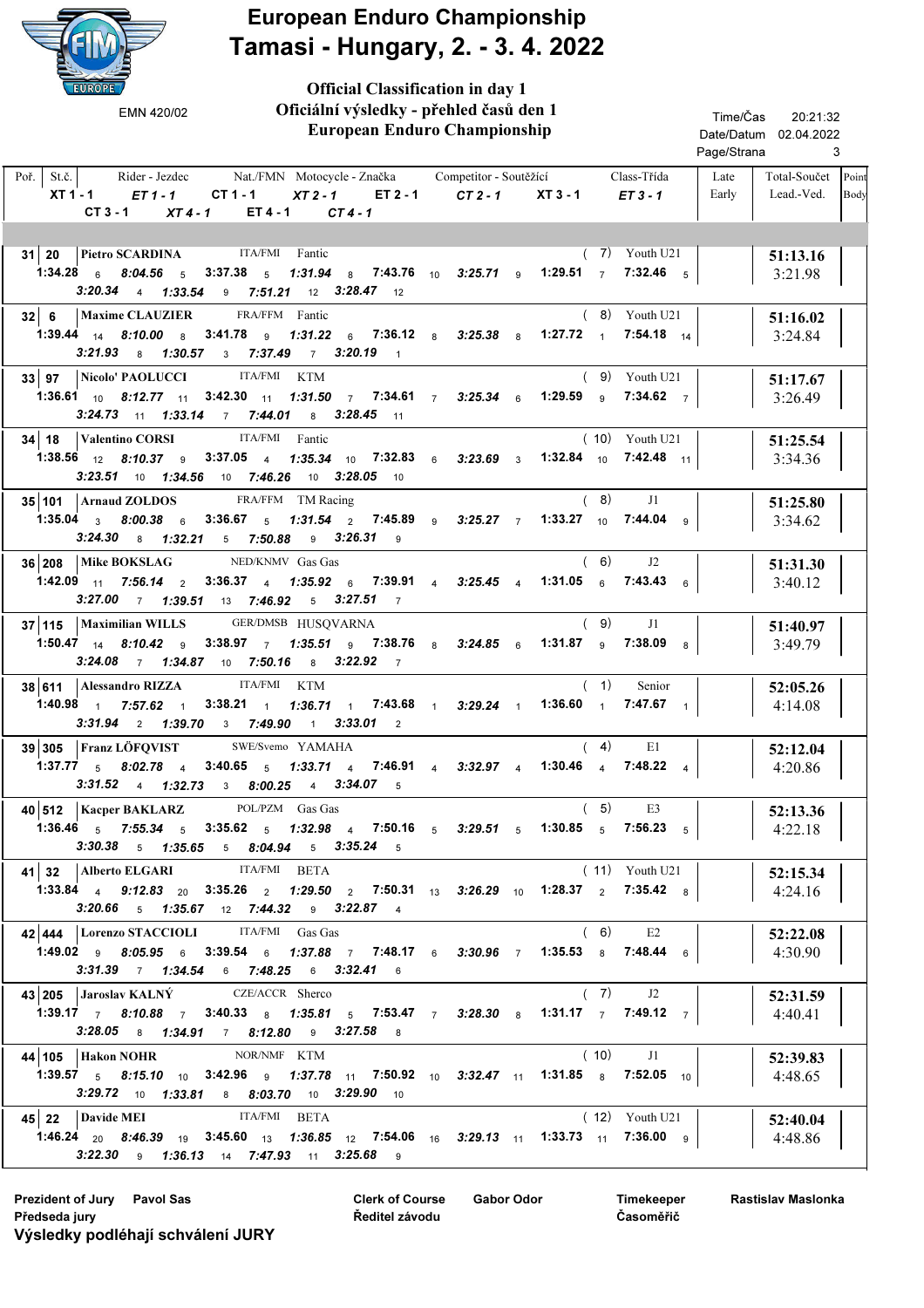# European Enduro Championship
# Tamasi - Hungary, 2. - 3. 4. 2022

EMN 420/02

**Official Classification in day 1**
**Oficiální výsledky - přehled časů den 1**
**European Enduro Championship**

Time/Čas 20:21:32
Date/Datum 02.04.2022
Page/Strana 3

| Poř. | St.č. | Rider - Jezdec | Nat./FMN | Motocycle - Značka | Competitor - Soutěžící | Class-Třída | | Late Early | Total-Součet | Lead.-Ved. | Point Body |
|---|---|---|---|---|---|---|---|---|---|---|---|
| 31 | 20 | Pietro SCARDINA | ITA/FMI | Fantic | | ( 7) | Youth U21 | | 51:13.16 | 3:21.98 | |
| 32 | 6 | Maxime CLAUZIER | FRA/FFM | Fantic | | ( 8) | Youth U21 | | 51:16.02 | 3:24.84 | |
| 33 | 97 | Nicolo' PAOLUCCI | ITA/FMI | KTM | | ( 9) | Youth U21 | | 51:17.67 | 3:26.49 | |
| 34 | 18 | Valentino CORSI | ITA/FMI | Fantic | | ( 10) | Youth U21 | | 51:25.54 | 3:34.36 | |
| 35 | 101 | Arnaud ZOLDOS | FRA/FFM | TM Racing | | ( 8) | J1 | | 51:25.80 | 3:34.62 | |
| 36 | 208 | Mike BOKSLAG | NED/KNMV | Gas Gas | | ( 6) | J2 | | 51:31.30 | 3:40.12 | |
| 37 | 115 | Maximilian WILLS | GER/DMSB | HUSQVARNA | | ( 9) | J1 | | 51:40.97 | 3:49.79 | |
| 38 | 611 | Alessandro RIZZA | ITA/FMI | KTM | | ( 1) | Senior | | 52:05.26 | 4:14.08 | |
| 39 | 305 | Franz LÖFQVIST | SWE/Svemo | YAMAHA | | ( 4) | E1 | | 52:12.04 | 4:20.86 | |
| 40 | 512 | Kacper BAKLARZ | POL/PZM | Gas Gas | | ( 5) | E3 | | 52:13.36 | 4:22.18 | |
| 41 | 32 | Alberto ELGARI | ITA/FMI | BETA | | ( 11) | Youth U21 | | 52:15.34 | 4:24.16 | |
| 42 | 444 | Lorenzo STACCIOLI | ITA/FMI | Gas Gas | | ( 6) | E2 | | 52:22.08 | 4:30.90 | |
| 43 | 205 | Jaroslav KALNÝ | CZE/ACCR | Sherco | | ( 7) | J2 | | 52:31.59 | 4:40.41 | |
| 44 | 105 | Hakon NOHR | NOR/NMF | KTM | | ( 10) | J1 | | 52:39.83 | 4:48.65 | |
| 45 | 22 | Davide MEI | ITA/FMI | BETA | | ( 12) | Youth U21 | | 52:40.04 | 4:48.86 | |

Stage times (time / position):

| Poř. | St.č. | XT 1 - 1 | ET 1 - 1 | CT 1 - 1 | XT 2 - 1 | ET 2 - 1 | CT 2 - 1 | XT 3 - 1 | ET 3 - 1 | CT 3 - 1 | XT 4 - 1 | ET 4 - 1 | CT 4 - 1 |
|---|---|---|---|---|---|---|---|---|---|---|---|---|---|
| 31 | 20 | 1:34.28 6 | 8:04.56 5 | 3:37.38 5 | 1:31.94 8 | 7:43.76 10 | 3:25.71 9 | 1:29.51 7 | 7:32.46 5 | 3:20.34 4 | 1:33.54 9 | 7:51.21 12 | 3:28.47 12 |
| 32 | 6 | 1:39.44 14 | 8:10.00 8 | 3:41.78 9 | 1:31.22 6 | 7:36.12 8 | 3:25.38 8 | 1:27.72 1 | 7:54.18 14 | 3:21.93 8 | 1:30.57 3 | 7:37.49 7 | 3:20.19 1 |
| 33 | 97 | 1:36.61 10 | 8:12.77 11 | 3:42.30 11 | 1:31.50 7 | 7:34.61 7 | 3:25.34 6 | 1:29.59 9 | 7:34.62 7 | 3:24.73 11 | 1:33.14 7 | 7:44.01 8 | 3:28.45 11 |
| 34 | 18 | 1:38.56 12 | 8:10.37 9 | 3:37.05 4 | 1:35.34 10 | 7:32.83 6 | 3:23.69 3 | 1:32.84 10 | 7:42.48 11 | 3:23.51 10 | 1:34.56 10 | 7:46.26 10 | 3:28.05 10 |
| 35 | 101 | 1:35.04 3 | 8:00.38 6 | 3:36.67 5 | 1:31.54 2 | 7:45.89 9 | 3:25.27 7 | 1:33.27 10 | 7:44.04 9 | 3:24.30 8 | 1:32.21 5 | 7:50.88 9 | 3:26.31 9 |
| 36 | 208 | 1:42.09 11 | 7:56.14 2 | 3:36.37 4 | 1:35.92 6 | 7:39.91 4 | 3:25.45 4 | 1:31.05 6 | 7:43.43 6 | 3:27.00 7 | 1:39.51 13 | 7:46.92 5 | 3:27.51 7 |
| 37 | 115 | 1:50.47 14 | 8:10.42 9 | 3:38.97 7 | 1:35.51 9 | 7:38.76 8 | 3:24.85 6 | 1:31.87 9 | 7:38.09 8 | 3:24.08 7 | 1:34.87 10 | 7:50.16 8 | 3:22.92 7 |
| 38 | 611 | 1:40.98 1 | 7:57.62 1 | 3:38.21 1 | 1:36.71 1 | 7:43.68 1 | 3:29.24 1 | 1:36.60 1 | 7:47.67 1 | 3:31.94 2 | 1:39.70 3 | 7:49.90 1 | 3:33.01 2 |
| 39 | 305 | 1:37.77 5 | 8:02.78 4 | 3:40.65 5 | 1:33.71 4 | 7:46.91 4 | 3:32.97 4 | 1:30.46 4 | 7:48.22 4 | 3:31.52 4 | 1:32.73 3 | 8:00.25 4 | 3:34.07 5 |
| 40 | 512 | 1:36.46 5 | 7:55.34 5 | 3:35.62 5 | 1:32.98 4 | 7:50.16 5 | 3:29.51 5 | 1:30.85 5 | 7:56.23 5 | 3:30.38 5 | 1:35.65 5 | 8:04.94 5 | 3:35.24 5 |
| 41 | 32 | 1:33.84 4 | 9:12.83 20 | 3:35.26 2 | 1:29.50 2 | 7:50.31 13 | 3:26.29 10 | 1:28.37 2 | 7:35.42 8 | 3:20.66 5 | 1:35.67 12 | 7:44.32 9 | 3:22.87 4 |
| 42 | 444 | 1:49.02 9 | 8:05.95 6 | 3:39.54 6 | 1:37.88 7 | 7:48.17 6 | 3:30.96 7 | 1:35.53 8 | 7:48.44 6 | 3:31.39 7 | 1:34.54 6 | 7:48.25 6 | 3:32.41 6 |
| 43 | 205 | 1:39.17 7 | 8:10.88 7 | 3:40.33 8 | 1:35.81 5 | 7:53.47 7 | 3:28.30 8 | 1:31.17 7 | 7:49.12 7 | 3:28.05 8 | 1:34.91 7 | 8:12.80 9 | 3:27.58 8 |
| 44 | 105 | 1:39.57 5 | 8:15.10 10 | 3:42.96 9 | 1:37.78 11 | 7:50.92 10 | 3:32.47 11 | 1:31.85 8 | 7:52.05 10 | 3:29.72 10 | 1:33.81 8 | 8:03.70 10 | 3:29.90 10 |
| 45 | 22 | 1:46.24 20 | 8:46.39 19 | 3:45.60 13 | 1:36.85 12 | 7:54.06 16 | 3:29.13 11 | 1:33.73 11 | 7:36.00 9 | 3:22.30 9 | 1:36.13 14 | 7:47.93 11 | 3:25.68 9 |

Prezident of Jury / Předseda jury: Pavol Sas
Clerk of Course / Ředitel závodu: Gabor Odor
Timekeeper / Časoměřič: Rastislav Maslonka

**Výsledky podléhají schválení JURY**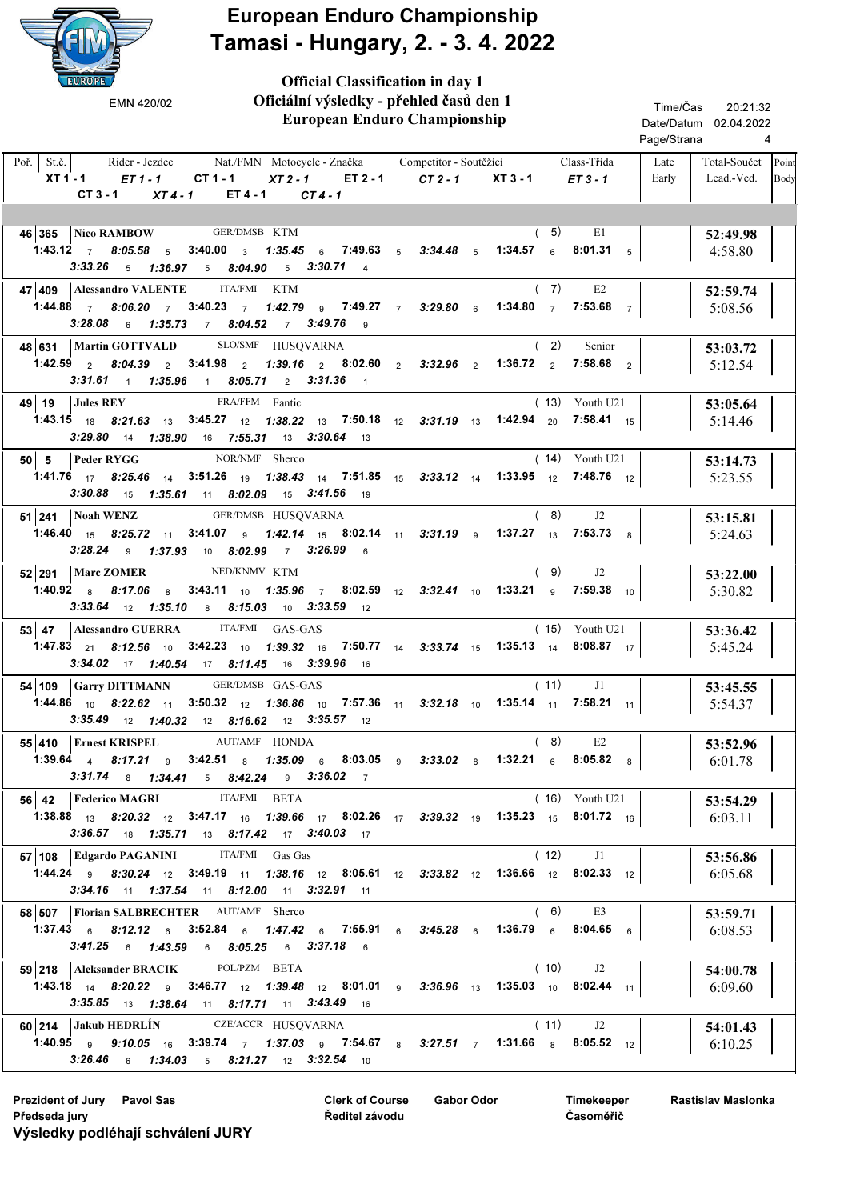# European Enduro Championship
# Tamasi - Hungary, 2. - 3. 4. 2022

EMN 420/02

**Official Classification in day 1**
**Oficiální výsledky - přehled časů den 1**
**European Enduro Championship**

Time/Čas 20:21:32
Date/Datum 02.04.2022
Page/Strana 4

| Poř. | St.č. | Rider - Jezdec | Nat./FMN | Motocycle - Značka | Competitor - Soutěžící | Class-Třída | XT 1 - 1 | ET 1 - 1 | CT 1 - 1 | XT 2 - 1 | ET 2 - 1 | CT 2 - 1 | XT 3 - 1 | ET 3 - 1 | CT 3 - 1 | XT 4 - 1 | ET 4 - 1 | CT 4 - 1 | Late Early | Total-Součet Lead.-Ved. | Point Body |
|---|---|---|---|---|---|---|---|---|---|---|---|---|---|---|---|---|---|---|---|---|---|
| 46 | 365 | Nico RAMBOW | GER/DMSB | KTM | | ( 5) E1 | 1:43.12 7 | 8:05.58 5 | 3:40.00 3 | 1:35.45 6 | 7:49.63 5 | 3:34.48 5 | 1:34.57 6 | 8:01.31 5 | 3:33.26 5 | 1:36.97 5 | 8:04.90 5 | 3:30.71 4 | | 52:49.98 4:58.80 | |
| 47 | 409 | Alessandro VALENTE | ITA/FMI | KTM | | ( 7) E2 | 1:44.88 7 | 8:06.20 7 | 3:40.23 7 | 1:42.79 9 | 7:49.27 7 | 3:29.80 6 | 1:34.80 7 | 7:53.68 7 | 3:28.08 6 | 1:35.73 7 | 8:04.52 7 | 3:49.76 9 | | 52:59.74 5:08.56 | |
| 48 | 631 | Martin GOTTVALD | SLO/SMF | HUSQVARNA | | ( 2) Senior | 1:42.59 2 | 8:04.39 2 | 3:41.98 2 | 1:39.16 2 | 8:02.60 2 | 3:32.96 2 | 1:36.72 2 | 7:58.68 2 | 3:31.61 1 | 1:35.96 1 | 8:05.71 2 | 3:31.36 1 | | 53:03.72 5:12.54 | |
| 49 | 19 | Jules REY | FRA/FFM | Fantic | | ( 13) Youth U21 | 1:43.15 18 | 8:21.63 13 | 3:45.27 12 | 1:38.22 13 | 7:50.18 12 | 3:31.19 13 | 1:42.94 20 | 7:58.41 15 | 3:29.80 14 | 1:38.90 16 | 7:55.31 13 | 3:30.64 13 | | 53:05.64 5:14.46 | |
| 50 | 5 | Peder RYGG | NOR/NMF | Sherco | | ( 14) Youth U21 | 1:41.76 17 | 8:25.46 14 | 3:51.26 19 | 1:38.43 14 | 7:51.85 15 | 3:33.12 14 | 1:33.95 12 | 7:48.76 12 | 3:30.88 15 | 1:35.61 11 | 8:02.09 15 | 3:41.56 19 | | 53:14.73 5:23.55 | |
| 51 | 241 | Noah WENZ | GER/DMSB | HUSQVARNA | | ( 8) J2 | 1:46.40 15 | 8:25.72 11 | 3:41.07 9 | 1:42.14 15 | 8:02.14 11 | 3:31.19 9 | 1:37.27 13 | 7:53.73 8 | 3:28.24 9 | 1:37.93 10 | 8:02.99 7 | 3:26.99 6 | | 53:15.81 5:24.63 | |
| 52 | 291 | Marc ZOMER | NED/KNMV | KTM | | ( 9) J2 | 1:40.92 8 | 8:17.06 8 | 3:43.11 10 | 1:35.96 7 | 8:02.59 12 | 3:32.41 10 | 1:33.21 9 | 7:59.38 10 | 3:33.64 12 | 1:35.10 8 | 8:15.03 10 | 3:33.59 12 | | 53:22.00 5:30.82 | |
| 53 | 47 | Alessandro GUERRA | ITA/FMI | GAS-GAS | | ( 15) Youth U21 | 1:47.83 21 | 8:12.56 10 | 3:42.23 10 | 1:39.32 16 | 7:50.77 14 | 3:33.74 15 | 1:35.13 14 | 8:08.87 17 | 3:34.02 17 | 1:40.54 17 | 8:11.45 16 | 3:39.96 16 | | 53:36.42 5:45.24 | |
| 54 | 109 | Garry DITTMANN | GER/DMSB | GAS-GAS | | ( 11) J1 | 1:44.86 10 | 8:22.62 11 | 3:50.32 12 | 1:36.86 10 | 7:57.36 11 | 3:32.18 10 | 1:35.14 11 | 7:58.21 11 | 3:35.49 12 | 1:40.32 12 | 8:16.62 12 | 3:35.57 12 | | 53:45.55 5:54.37 | |
| 55 | 410 | Ernest KRISPEL | AUT/AMF | HONDA | | ( 8) E2 | 1:39.64 4 | 8:17.21 9 | 3:42.51 8 | 1:35.09 6 | 8:03.05 9 | 3:33.02 8 | 1:32.21 6 | 8:05.82 8 | 3:31.74 8 | 1:34.41 5 | 8:42.24 9 | 3:36.02 7 | | 53:52.96 6:01.78 | |
| 56 | 42 | Federico MAGRI | ITA/FMI | BETA | | ( 16) Youth U21 | 1:38.88 13 | 8:20.32 12 | 3:47.17 16 | 1:39.66 17 | 8:02.26 17 | 3:39.32 19 | 1:35.23 15 | 8:01.72 16 | 3:36.57 18 | 1:35.71 13 | 8:17.42 17 | 3:40.03 17 | | 53:54.29 6:03.11 | |
| 57 | 108 | Edgardo PAGANINI | ITA/FMI | Gas Gas | | ( 12) J1 | 1:44.24 9 | 8:30.24 12 | 3:49.19 11 | 1:38.16 12 | 8:05.61 12 | 3:33.82 12 | 1:36.66 12 | 8:02.33 12 | 3:34.16 11 | 1:37.54 11 | 8:12.00 11 | 3:32.91 11 | | 53:56.86 6:05.68 | |
| 58 | 507 | Florian SALBRECHTER | AUT/AMF | Sherco | | ( 6) E3 | 1:37.43 6 | 8:12.12 6 | 3:52.84 6 | 1:47.42 6 | 7:55.91 6 | 3:45.28 6 | 1:36.79 6 | 8:04.65 6 | 3:41.25 6 | 1:43.59 6 | 8:05.25 6 | 3:37.18 6 | | 53:59.71 6:08.53 | |
| 59 | 218 | Aleksander BRACIK | POL/PZM | BETA | | ( 10) J2 | 1:43.18 14 | 8:20.22 9 | 3:46.77 12 | 1:39.48 12 | 8:01.01 9 | 3:36.96 13 | 1:35.03 10 | 8:02.44 11 | 3:35.85 13 | 1:38.64 11 | 8:17.71 11 | 3:43.49 16 | | 54:00.78 6:09.60 | |
| 60 | 214 | Jakub HEDRLÍN | CZE/ACCR | HUSQVARNA | | ( 11) J2 | 1:40.95 9 | 9:10.05 16 | 3:39.74 7 | 1:37.03 9 | 7:54.67 8 | 3:27.51 7 | 1:31.66 8 | 8:05.52 12 | 3:26.46 6 | 1:34.03 5 | 8:21.27 12 | 3:32.54 10 | | 54:01.43 6:10.25 | |

Prezident of Jury / Předseda jury: Pavol Sas
Clerk of Course / Ředitel závodu: Gabor Odor
Timekeeper / Časoměřič: Rastislav Maslonka

**Výsledky podléhají schválení JURY**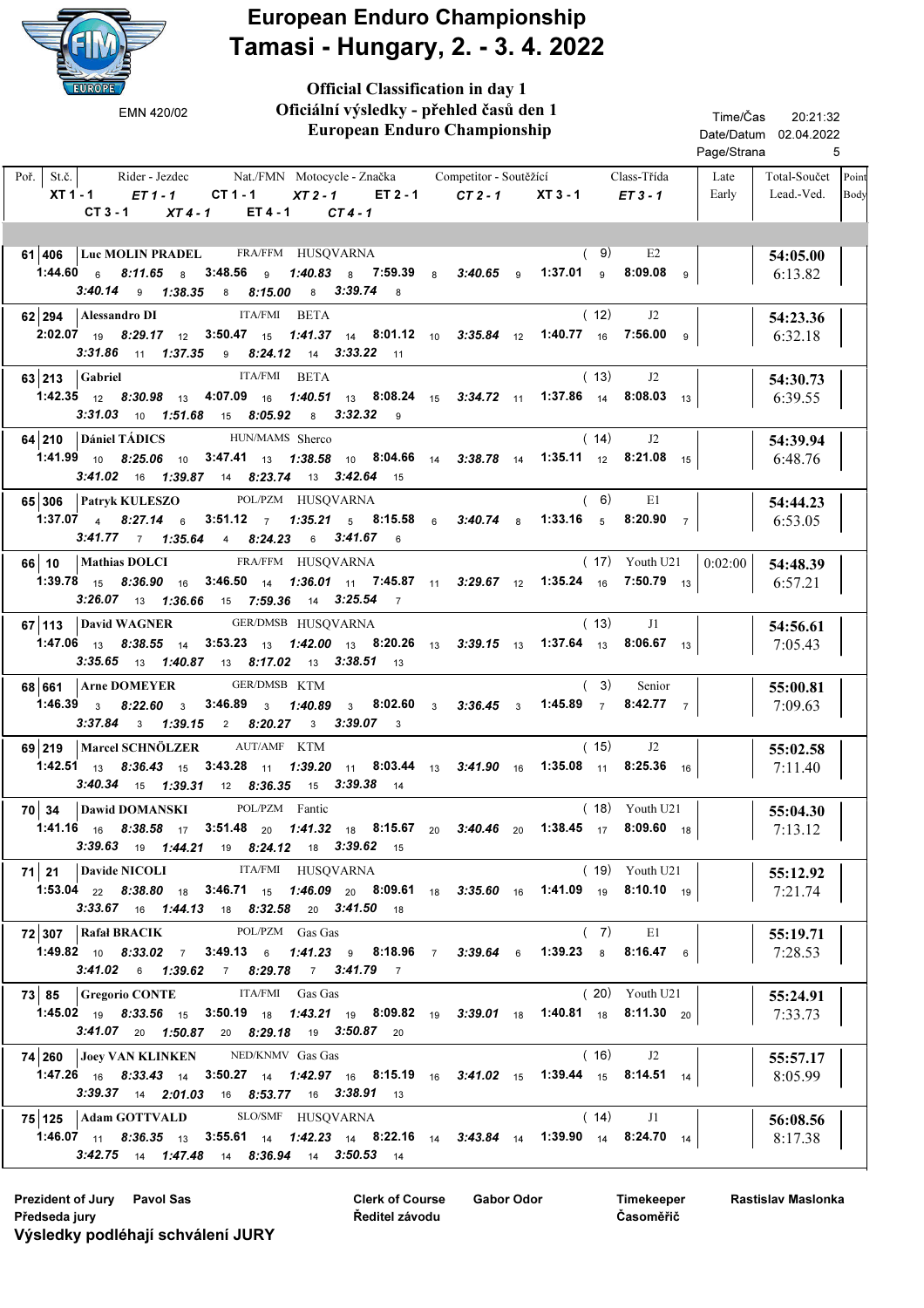# European Enduro Championship

# Tamasi - Hungary, 2. - 3. 4. 2022

EMN 420/02

**Official Classification in day 1**
**Oficiální výsledky - přehled časů den 1**
**European Enduro Championship**

Time/Čas 20:21:32
Date/Datum 02.04.2022
Page/Strana 5

| Poř. | St.č. | Rider - Jezdec | Nat./FMN | Motocycle - Značka | Competitor - Soutěžící | Class-Třída | Late Early | Total-Součet Lead.-Ved. | Point Body |
|---|---|---|---|---|---|---|---|---|---|
| | | XT 1 - 1 / ET 1 - 1 / CT 1 - 1 / XT 2 - 1 / ET 2 - 1 / CT 2 - 1 / XT 3 - 1 / ET 3 - 1 / CT 3 - 1 / XT 4 - 1 / ET 4 - 1 / CT 4 - 1 | | | | | | | |
| 61 | 406 | Luc MOLIN PRADEL | FRA/FFM | HUSQVARNA | | (9) E2 | | **54:05.00** 6:13.82 | |
| | | 1:44.60 6 / 8:11.65 8 / 3:48.56 9 / 1:40.83 8 / 7:59.39 8 / 3:40.65 9 / 1:37.01 9 / 8:09.08 9 / 3:40.14 9 / 1:38.35 8 / 8:15.00 8 / 3:39.74 8 | | | | | | | |
| 62 | 294 | Alessandro DI | ITA/FMI | BETA | | (12) J2 | | **54:23.36** 6:32.18 | |
| | | 2:02.07 19 / 8:29.17 12 / 3:50.47 15 / 1:41.37 14 / 8:01.12 10 / 3:35.84 12 / 1:40.77 16 / 7:56.00 9 / 3:31.86 11 / 1:37.35 9 / 8:24.12 14 / 3:33.22 11 | | | | | | | |
| 63 | 213 | Gabriel | ITA/FMI | BETA | | (13) J2 | | **54:30.73** 6:39.55 | |
| | | 1:42.35 12 / 8:30.98 13 / 4:07.09 16 / 1:40.51 13 / 8:08.24 15 / 3:34.72 11 / 1:37.86 14 / 8:08.03 13 / 3:31.03 10 / 1:51.68 15 / 8:05.92 8 / 3:32.32 9 | | | | | | | |
| 64 | 210 | Dániel TÁDICS | HUN/MAMS | Sherco | | (14) J2 | | **54:39.94** 6:48.76 | |
| | | 1:41.99 10 / 8:25.06 10 / 3:47.41 13 / 1:38.58 10 / 8:04.66 14 / 3:38.78 14 / 1:35.11 12 / 8:21.08 15 / 3:41.02 16 / 1:39.87 14 / 8:23.74 13 / 3:42.64 15 | | | | | | | |
| 65 | 306 | Patryk KULESZO | POL/PZM | HUSQVARNA | | (6) E1 | | **54:44.23** 6:53.05 | |
| | | 1:37.07 4 / 8:27.14 6 / 3:51.12 7 / 1:35.21 5 / 8:15.58 6 / 3:40.74 8 / 1:33.16 5 / 8:20.90 7 / 3:41.77 7 / 1:35.64 4 / 8:24.23 6 / 3:41.67 6 | | | | | | | |
| 66 | 10 | Mathias DOLCI | FRA/FFM | HUSQVARNA | | (17) Youth U21 | 0:02:00 | **54:48.39** 6:57.21 | |
| | | 1:39.78 15 / 8:36.90 16 / 3:46.50 14 / 1:36.01 11 / 7:45.87 11 / 3:29.67 12 / 1:35.24 16 / 7:50.79 13 / 3:26.07 13 / 1:36.66 15 / 7:59.36 14 / 3:25.54 7 | | | | | | | |
| 67 | 113 | David WAGNER | GER/DMSB | HUSQVARNA | | (13) J1 | | **54:56.61** 7:05.43 | |
| | | 1:47.06 13 / 8:38.55 14 / 3:53.23 13 / 1:42.00 13 / 8:20.26 13 / 3:39.15 13 / 1:37.64 13 / 8:06.67 13 / 3:35.65 13 / 1:40.87 13 / 8:17.02 13 / 3:38.51 13 | | | | | | | |
| 68 | 661 | Arne DOMEYER | GER/DMSB | KTM | | (3) Senior | | **55:00.81** 7:09.63 | |
| | | 1:46.39 3 / 8:22.60 3 / 3:46.89 3 / 1:40.89 3 / 8:02.60 3 / 3:36.45 3 / 1:45.89 7 / 8:42.77 7 / 3:37.84 3 / 1:39.15 2 / 8:20.27 3 / 3:39.07 3 | | | | | | | |
| 69 | 219 | Marcel SCHNÖLZER | AUT/AMF | KTM | | (15) J2 | | **55:02.58** 7:11.40 | |
| | | 1:42.51 13 / 8:36.43 15 / 3:43.28 11 / 1:39.20 11 / 8:03.44 13 / 3:41.90 16 / 1:35.08 11 / 8:25.36 16 / 3:40.34 15 / 1:39.31 12 / 8:36.35 15 / 3:39.38 14 | | | | | | | |
| 70 | 34 | Dawid DOMANSKI | POL/PZM | Fantic | | (18) Youth U21 | | **55:04.30** 7:13.12 | |
| | | 1:41.16 16 / 8:38.58 17 / 3:51.48 20 / 1:41.32 18 / 8:15.67 20 / 3:40.46 20 / 1:38.45 17 / 8:09.60 18 / 3:39.63 19 / 1:44.21 19 / 8:24.12 18 / 3:39.62 15 | | | | | | | |
| 71 | 21 | Davide NICOLI | ITA/FMI | HUSQVARNA | | (19) Youth U21 | | **55:12.92** 7:21.74 | |
| | | 1:53.04 22 / 8:38.80 18 / 3:46.71 15 / 1:46.09 20 / 8:09.61 18 / 3:35.60 16 / 1:41.09 19 / 8:10.10 19 / 3:33.67 16 / 1:44.13 18 / 8:32.58 20 / 3:41.50 18 | | | | | | | |
| 72 | 307 | Rafal BRACIK | POL/PZM | Gas Gas | | (7) E1 | | **55:19.71** 7:28.53 | |
| | | 1:49.82 10 / 8:33.02 7 / 3:49.13 6 / 1:41.23 9 / 8:18.96 7 / 3:39.64 6 / 1:39.23 8 / 8:16.47 6 / 3:41.02 6 / 1:39.62 7 / 8:29.78 7 / 3:41.79 7 | | | | | | | |
| 73 | 85 | Gregorio CONTE | ITA/FMI | Gas Gas | | (20) Youth U21 | | **55:24.91** 7:33.73 | |
| | | 1:45.02 19 / 8:33.56 15 / 3:50.19 18 / 1:43.21 19 / 8:09.82 19 / 3:39.01 18 / 1:40.81 18 / 8:11.30 20 / 3:41.07 20 / 1:50.87 20 / 8:29.18 19 / 3:50.87 20 | | | | | | | |
| 74 | 260 | Joey VAN KLINKEN | NED/KNMV | Gas Gas | | (16) J2 | | **55:57.17** 8:05.99 | |
| | | 1:47.26 16 / 8:33.43 14 / 3:50.27 14 / 1:42.97 16 / 8:15.19 16 / 3:41.02 15 / 1:39.44 15 / 8:14.51 14 / 3:39.37 14 / 2:01.03 16 / 8:53.77 16 / 3:38.91 13 | | | | | | | |
| 75 | 125 | Adam GOTTVALD | SLO/SMF | HUSQVARNA | | (14) J1 | | **56:08.56** 8:17.38 | |
| | | 1:46.07 11 / 8:36.35 13 / 3:55.61 14 / 1:42.23 14 / 8:22.16 14 / 3:43.84 14 / 1:39.90 14 / 8:24.70 14 / 3:42.75 14 / 1:47.48 14 / 8:36.94 14 / 3:50.53 14 | | | | | | | |

Prezident of Jury / Předseda jury: Pavol Sas

Clerk of Course / Ředitel závodu: Gabor Odor

Timekeeper / Časoměřič: Rastislav Maslonka

**Výsledky podléhají schválení JURY**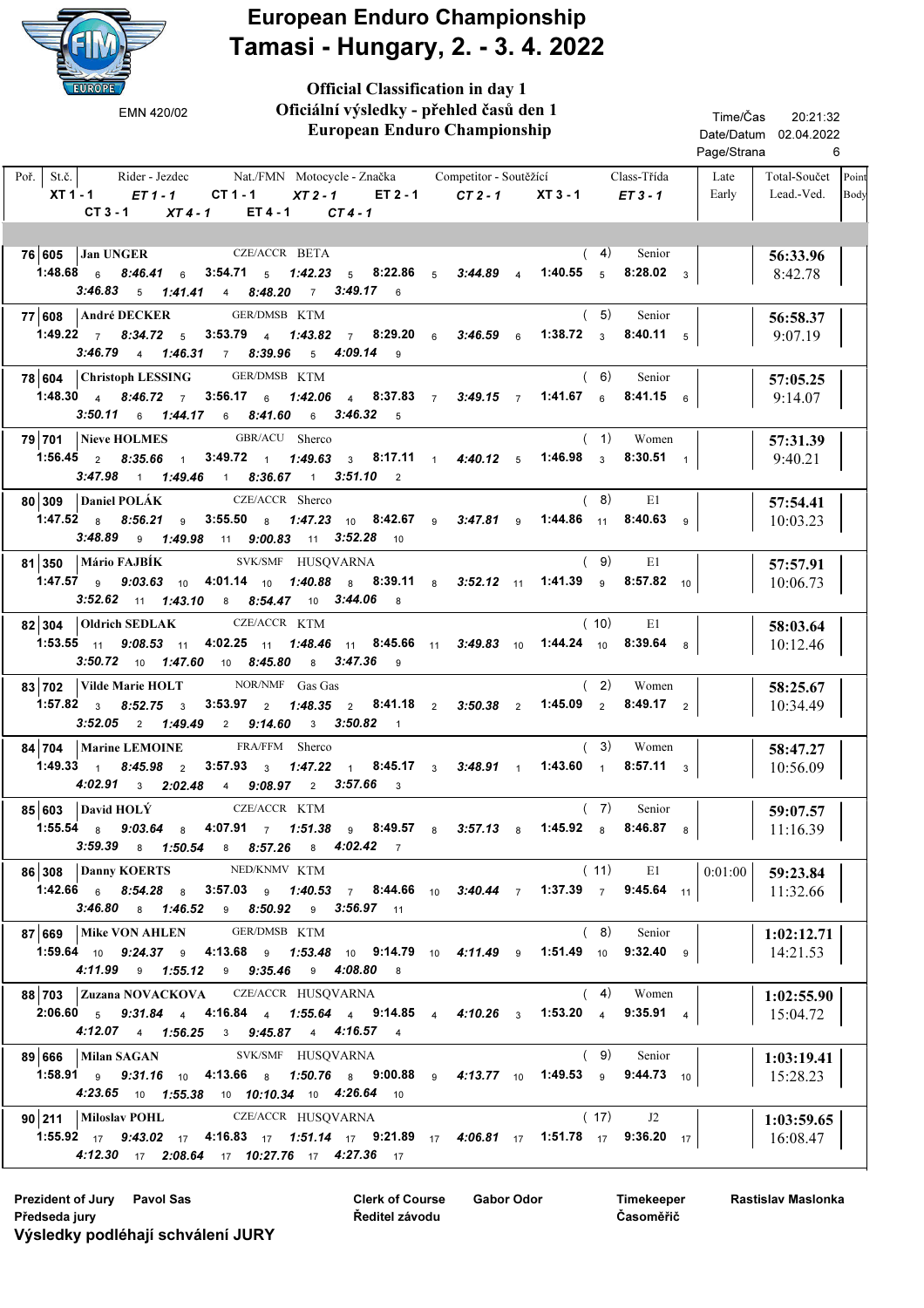# European Enduro Championship
# Tamasi - Hungary, 2. - 3. 4. 2022

EMN 420/02

**Official Classification in day 1**
**Oficiální výsledky - přehled časů den 1**
**European Enduro Championship**

Time/Čas 20:21:32
Date/Datum 02.04.2022
Page/Strana 6

| Poř. | St.č. | Rider - Jezdec | Nat./FMN | Motocycle - Značka | Class-Třída | XT 1 - 1 | ET 1 - 1 | CT 1 - 1 | XT 2 - 1 | ET 2 - 1 | CT 2 - 1 | XT 3 - 1 | ET 3 - 1 | CT 3 - 1 | XT 4 - 1 | ET 4 - 1 | CT 4 - 1 | Late Early | Total-Součet | Lead.-Ved. | Point Body |
|---|---|---|---|---|---|---|---|---|---|---|---|---|---|---|---|---|---|---|---|---|---|
| 76 | 605 | Jan UNGER | CZE/ACCR | BETA | ( 4) Senior | 1:48.68 6 | 8:46.41 6 | 3:54.71 5 | 1:42.23 5 | 8:22.86 5 | 3:44.89 4 | 1:40.55 5 | 8:28.02 3 | 3:46.83 5 | 1:41.41 4 | 8:48.20 7 | 3:49.17 6 | | 56:33.96 | 8:42.78 | |
| 77 | 608 | André DECKER | GER/DMSB | KTM | ( 5) Senior | 1:49.22 7 | 8:34.72 5 | 3:53.79 4 | 1:43.82 7 | 8:29.20 6 | 3:46.59 6 | 1:38.72 3 | 8:40.11 5 | 3:46.79 4 | 1:46.31 7 | 8:39.96 5 | 4:09.14 9 | | 56:58.37 | 9:07.19 | |
| 78 | 604 | Christoph LESSING | GER/DMSB | KTM | ( 6) Senior | 1:48.30 4 | 8:46.72 7 | 3:56.17 6 | 1:42.06 4 | 8:37.83 7 | 3:49.15 7 | 1:41.67 6 | 8:41.15 6 | 3:50.11 6 | 1:44.17 6 | 8:41.60 6 | 3:46.32 5 | | 57:05.25 | 9:14.07 | |
| 79 | 701 | Nieve HOLMES | GBR/ACU | Sherco | ( 1) Women | 1:56.45 2 | 8:35.66 1 | 3:49.72 1 | 1:49.63 3 | 8:17.11 1 | 4:40.12 5 | 1:46.98 3 | 8:30.51 1 | 3:47.98 1 | 1:49.46 1 | 8:36.67 1 | 3:51.10 2 | | 57:31.39 | 9:40.21 | |
| 80 | 309 | Daniel POLÁK | CZE/ACCR | Sherco | ( 8) E1 | 1:47.52 8 | 8:56.21 9 | 3:55.50 8 | 1:47.23 10 | 8:42.67 9 | 3:47.81 9 | 1:44.86 11 | 8:40.63 9 | 3:48.89 9 | 1:49.98 11 | 9:00.83 11 | 3:52.28 10 | | 57:54.41 | 10:03.23 | |
| 81 | 350 | Mário FAJBÍK | SVK/SMF | HUSQVARNA | ( 9) E1 | 1:47.57 9 | 9:03.63 10 | 4:01.14 10 | 1:40.88 8 | 8:39.11 8 | 3:52.12 11 | 1:41.39 9 | 8:57.82 10 | 3:52.62 11 | 1:43.10 8 | 8:54.47 10 | 3:44.06 8 | | 57:57.91 | 10:06.73 | |
| 82 | 304 | Oldrich SEDLAK | CZE/ACCR | KTM | ( 10) E1 | 1:53.55 11 | 9:08.53 11 | 4:02.25 11 | 1:48.46 11 | 8:45.66 11 | 3:49.83 10 | 1:44.24 10 | 8:39.64 8 | 3:50.72 10 | 1:47.60 10 | 8:45.80 8 | 3:47.36 9 | | 58:03.64 | 10:12.46 | |
| 83 | 702 | Vilde Marie HOLT | NOR/NMF | Gas Gas | ( 2) Women | 1:57.82 3 | 8:52.75 3 | 3:53.97 2 | 1:48.35 2 | 8:41.18 2 | 3:50.38 2 | 1:45.09 2 | 8:49.17 2 | 3:52.05 2 | 1:49.49 2 | 9:14.60 3 | 3:50.82 1 | | 58:25.67 | 10:34.49 | |
| 84 | 704 | Marine LEMOINE | FRA/FFM | Sherco | ( 3) Women | 1:49.33 1 | 8:45.98 2 | 3:57.93 3 | 1:47.22 1 | 8:45.17 3 | 3:48.91 1 | 1:43.60 1 | 8:57.11 3 | 4:02.91 3 | 2:02.48 4 | 9:08.97 2 | 3:57.66 3 | | 58:47.27 | 10:56.09 | |
| 85 | 603 | David HOLÝ | CZE/ACCR | KTM | ( 7) Senior | 1:55.54 8 | 9:03.64 8 | 4:07.91 7 | 1:51.38 9 | 8:49.57 8 | 3:57.13 8 | 1:45.92 8 | 8:46.87 8 | 3:59.39 8 | 1:50.54 8 | 8:57.26 8 | 4:02.42 7 | | 59:07.57 | 11:16.39 | |
| 86 | 308 | Danny KOERTS | NED/KNMV | KTM | ( 11) E1 | 1:42.66 6 | 8:54.28 8 | 3:57.03 9 | 1:40.53 7 | 8:44.66 10 | 3:40.44 7 | 1:37.39 7 | 9:45.64 11 | 3:46.80 8 | 1:46.52 9 | 8:50.92 9 | 3:56.97 11 | 0:01:00 | 59:23.84 | 11:32.66 | |
| 87 | 669 | Mike VON AHLEN | GER/DMSB | KTM | ( 8) Senior | 1:59.64 10 | 9:24.37 9 | 4:13.68 9 | 1:53.48 10 | 9:14.79 10 | 4:11.49 9 | 1:51.49 10 | 9:32.40 9 | 4:11.99 9 | 1:55.12 9 | 9:35.46 9 | 4:08.80 8 | | 1:02:12.71 | 14:21.53 | |
| 88 | 703 | Zuzana NOVACKOVA | CZE/ACCR | HUSQVARNA | ( 4) Women | 2:06.60 5 | 9:31.84 4 | 4:16.84 4 | 1:55.64 4 | 9:14.85 4 | 4:10.26 3 | 1:53.20 4 | 9:35.91 4 | 4:12.07 4 | 1:56.25 3 | 9:45.87 4 | 4:16.57 4 | | 1:02:55.90 | 15:04.72 | |
| 89 | 666 | Milan SAGAN | SVK/SMF | HUSQVARNA | ( 9) Senior | 1:58.91 9 | 9:31.16 10 | 4:13.66 8 | 1:50.76 8 | 9:00.88 9 | 4:13.77 10 | 1:49.53 9 | 9:44.73 10 | 4:23.65 10 | 1:55.38 10 | 10:10.34 10 | 4:26.64 10 | | 1:03:19.41 | 15:28.23 | |
| 90 | 211 | Miloslav POHL | CZE/ACCR | HUSQVARNA | ( 17) J2 | 1:55.92 17 | 9:43.02 17 | 4:16.83 17 | 1:51.14 17 | 9:21.89 17 | 4:06.81 17 | 1:51.78 17 | 9:36.20 17 | 4:12.30 17 | 2:08.64 17 | 10:27.76 17 | 4:27.36 17 | | 1:03:59.65 | 16:08.47 | |

Prezident of Jury / Předseda jury: Pavol Sas
Clerk of Course / Ředitel závodu: Gabor Odor
Timekeeper / Časoměřič: Rastislav Maslonka

**Výsledky podléhají schválení JURY**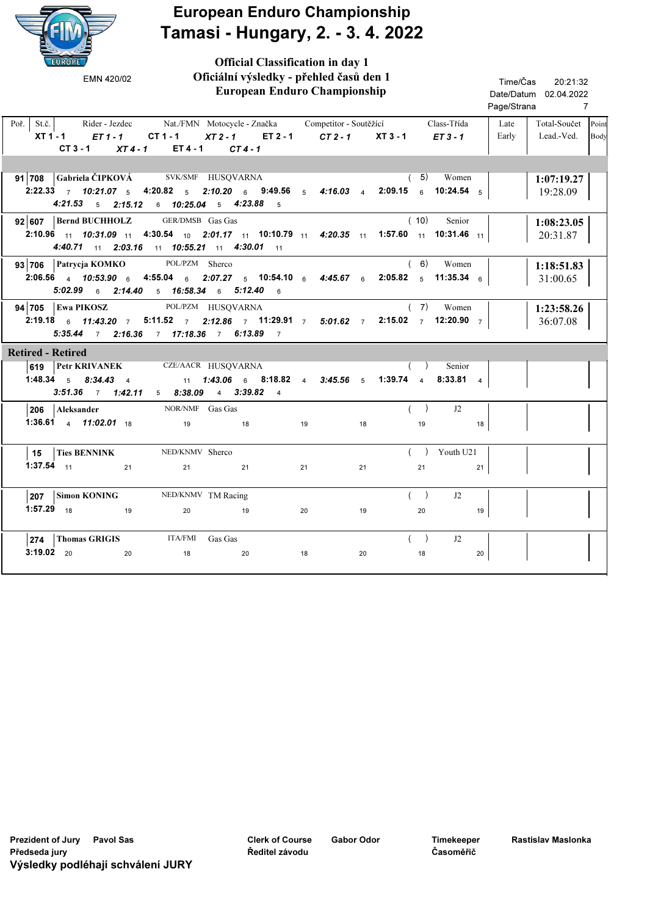# European Enduro Championship

## Tamasi - Hungary, 2. - 3. 4. 2022

EMN 420/02

**Official Classification in day 1**
**Oficiální výsledky - přehled časů den 1**
**European Enduro Championship**

Time/Čas 20:21:32
Date/Datum 02.04.2022

| Poř. | St.č. | Rider - Jezdec | Nat./FMN | Motocycle - Značka | Competitor - Soutěžící | Class-Třída | Late Early | Total-Součet Lead.-Ved. | Point Body |
|---|---|---|---|---|---|---|---|---|---|
| | | XT 1 - 1 / ET 1 - 1 / CT 1 - 1 / XT 2 - 1 / ET 2 - 1 / CT 2 - 1 / XT 3 - 1 / ET 3 - 1 / CT 3 - 1 / XT 4 - 1 / ET 4 - 1 / CT 4 - 1 | | | | | | | |
| 91 | 708 | Gabriela ČIPKOVÁ | SVK/SMF | HUSQVARNA | ( 5) | Women | | **1:07:19.27** 19:28.09 | |
| | | 2:22.33 7 / 10:21.07 5 / 4:20.82 5 / 2:10.20 6 / 9:49.56 5 / 4:16.03 4 / 2:09.15 6 / 10:24.54 5 / 4:21.53 5 / 2:15.12 6 / 10:25.04 5 / 4:23.88 5 | | | | | | | |
| 92 | 607 | Bernd BUCHHOLZ | GER/DMSB | Gas Gas | ( 10) | Senior | | **1:08:23.05** 20:31.87 | |
| | | 2:10.96 11 / 10:31.09 11 / 4:30.54 10 / 2:01.17 11 / 10:10.79 11 / 4:20.35 11 / 1:57.60 11 / 10:31.46 11 / 4:40.71 11 / 2:03.16 11 / 10:55.21 11 / 4:30.01 11 | | | | | | | |
| 93 | 706 | Patrycja KOMKO | POL/PZM | Sherco | ( 6) | Women | | **1:18:51.83** 31:00.65 | |
| | | 2:06.56 4 / 10:53.90 6 / 4:55.04 6 / 2:07.27 5 / 10:54.10 6 / 4:45.67 6 / 2:05.82 5 / 11:35.34 6 / 5:02.99 6 / 2:14.40 5 / 16:58.34 6 / 5:12.40 6 | | | | | | | |
| 94 | 705 | Ewa PIKOSZ | POL/PZM | HUSQVARNA | ( 7) | Women | | **1:23:58.26** 36:07.08 | |
| | | 2:19.18 6 / 11:43.20 7 / 5:11.52 7 / 2:12.86 7 / 11:29.91 7 / 5:01.62 7 / 2:15.02 7 / 12:20.90 7 / 5:35.44 7 / 2:16.36 7 / 17:18.36 7 / 6:13.89 7 | | | | | | | |
| **Retired - Retired** | | | | | | | | | |
| | 619 | Petr KRIVANEK | CZE/AACR | HUSQVARNA | ( ) | Senior | | | |
| | | 1:48.34 5 / 8:34.43 4 / 11 / 1:43.06 6 / 8:18.82 4 / 3:45.56 5 / 1:39.74 4 / 8:33.81 4 / 3:51.36 7 / 1:42.11 5 / 8:38.09 4 / 3:39.82 4 | | | | | | | |
| | 206 | Aleksander | NOR/NMF | Gas Gas | ( ) | J2 | | | |
| | | 1:36.61 4 / 11:02.01 18 / 19 / 18 / 19 / 18 / 19 / 18 | | | | | | | |
| | 15 | Ties BENNINK | NED/KNMV | Sherco | ( ) | Youth U21 | | | |
| | | 1:37.54 11 / 21 / 21 / 21 / 21 / 21 / 21 / 21 | | | | | | | |
| | 207 | Simon KONING | NED/KNMV | TM Racing | ( ) | J2 | | | |
| | | 1:57.29 18 / 19 / 20 / 19 / 20 / 19 / 20 / 19 | | | | | | | |
| | 274 | Thomas GRIGIS | ITA/FMI | Gas Gas | ( ) | J2 | | | |
| | | 3:19.02 20 / 20 / 18 / 20 / 18 / 20 / 18 / 20 | | | | | | | |

**Prezident of Jury** Pavol Sas
**Předseda jury**
**Výsledky podléhají schválení JURY**

**Clerk of Course** Gabor Odor
**Ředitel závodu**

**Timekeeper** Rastislav Maslonka
**Časoměřič**